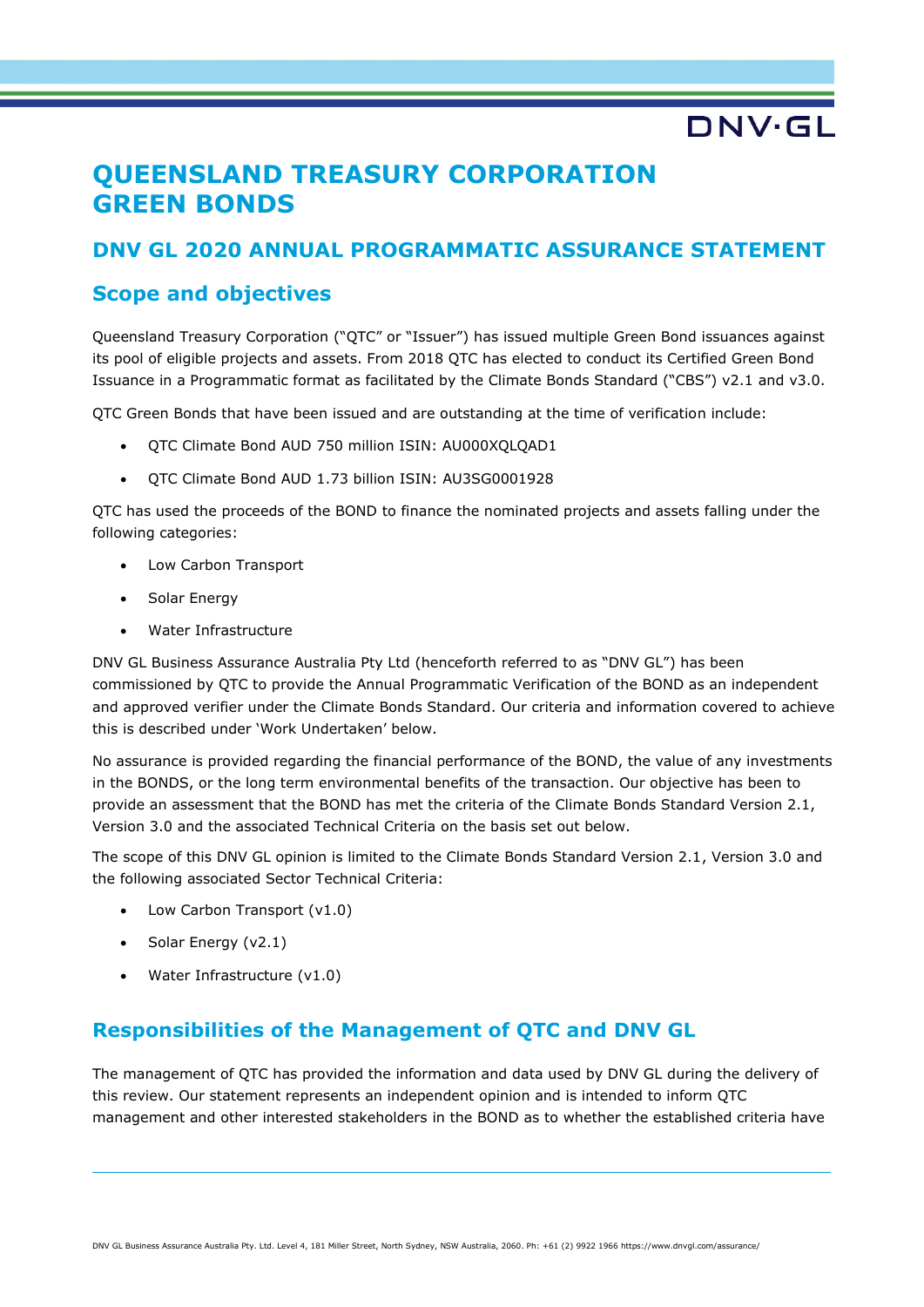# QUEENSLAND TREASURY CORPORATION GREEN BONDS

## DNV GL 2020 ANNUAL PROGRAMMATIC ASSURANCE STATEMENT

## Scope and objectives

Queensland Treasury Corporation ("QTC" or "Issuer") has issued multiple Green Bond issuances against its pool of eligible projects and assets. From 2018 QTC has elected to conduct its Certified Green Bond Issuance in a Programmatic format as facilitated by the Climate Bonds Standard ("CBS") v2.1 and v3.0.

QTC Green Bonds that have been issued and are outstanding at the time of verification include:

- QTC Climate Bond AUD 750 million ISIN: AU000XQLQAD1
- QTC Climate Bond AUD 1.73 billion ISIN: AU3SG0001928

QTC has used the proceeds of the BOND to finance the nominated projects and assets falling under the following categories:

- Low Carbon Transport
- Solar Energy
- Water Infrastructure

DNV GL Business Assurance Australia Pty Ltd (henceforth referred to as "DNV GL") has been commissioned by QTC to provide the Annual Programmatic Verification of the BOND as an independent and approved verifier under the Climate Bonds Standard. Our criteria and information covered to achieve this is described under 'Work Undertaken' below.

No assurance is provided regarding the financial performance of the BOND, the value of any investments in the BONDS, or the long term environmental benefits of the transaction. Our objective has been to provide an assessment that the BOND has met the criteria of the Climate Bonds Standard Version 2.1, Version 3.0 and the associated Technical Criteria on the basis set out below.

The scope of this DNV GL opinion is limited to the Climate Bonds Standard Version 2.1, Version 3.0 and the following associated Sector Technical Criteria:

- Low Carbon Transport (v1.0)
- Solar Energy (v2.1)
- Water Infrastructure (v1.0)

## Responsibilities of the Management of QTC and DNV GL

The management of QTC has provided the information and data used by DNV GL during the delivery of this review. Our statement represents an independent opinion and is intended to inform QTC management and other interested stakeholders in the BOND as to whether the established criteria have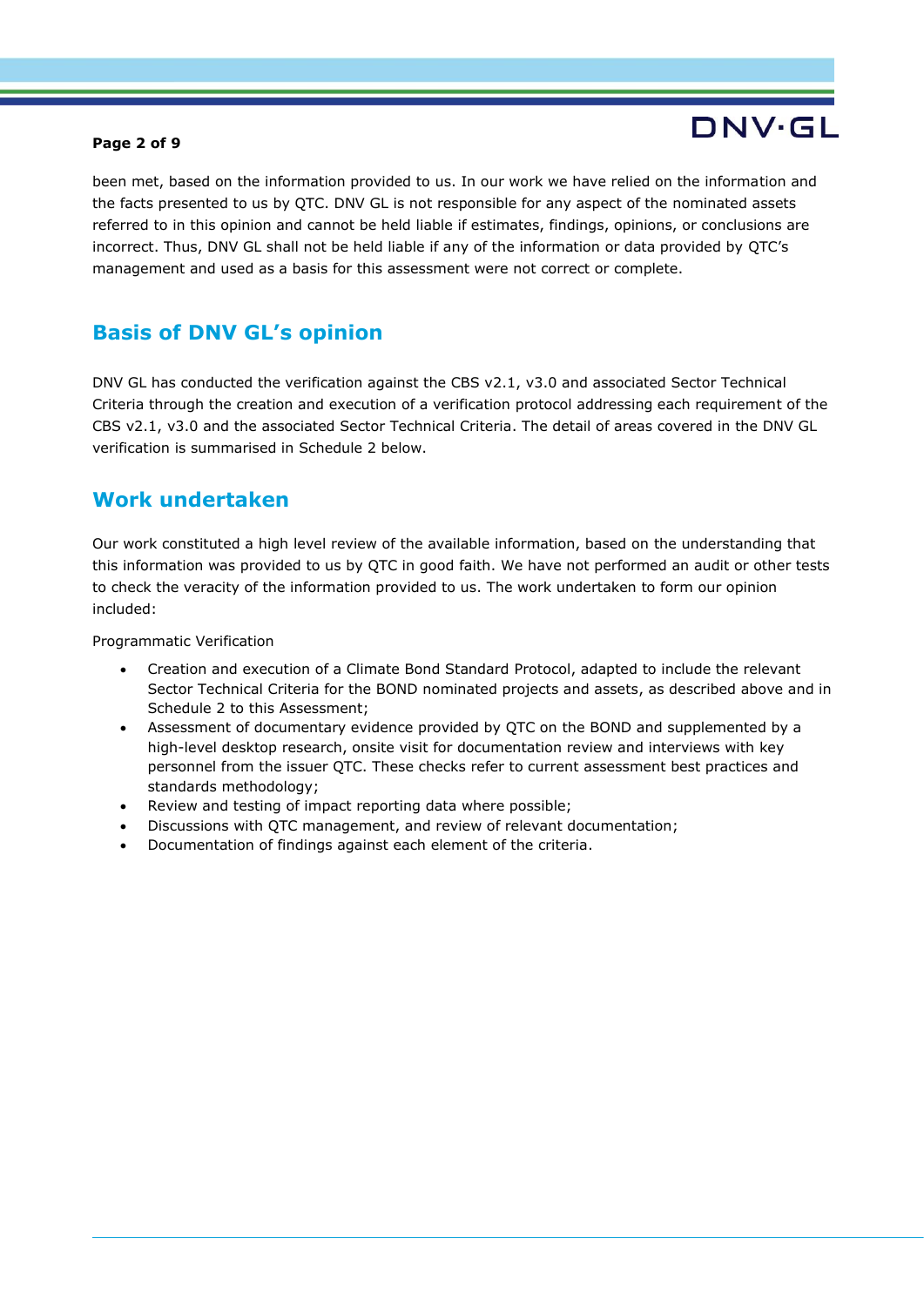been met, based on the information provided to us. In our work we have relied on the information and the facts presented to us by QTC. DNV GL is not responsible for any aspect of the nominated assets referred to in this opinion and cannot be held liable if estimates, findings, opinions, or conclusions are incorrect. Thus, DNV GL shall not be held liable if any of the information or data provided by QTC's management and used as a basis for this assessment were not correct or complete.

## Basis of DNV GL's opinion

DNV GL has conducted the verification against the CBS v2.1, v3.0 and associated Sector Technical Criteria through the creation and execution of a verification protocol addressing each requirement of the CBS v2.1, v3.0 and the associated Sector Technical Criteria. The detail of areas covered in the DNV GL verification is summarised in Schedule 2 below.

## Work undertaken

Our work constituted a high level review of the available information, based on the understanding that this information was provided to us by QTC in good faith. We have not performed an audit or other tests to check the veracity of the information provided to us. The work undertaken to form our opinion included:

Programmatic Verification

- Creation and execution of a Climate Bond Standard Protocol, adapted to include the relevant Sector Technical Criteria for the BOND nominated projects and assets, as described above and in Schedule 2 to this Assessment;
- Assessment of documentary evidence provided by QTC on the BOND and supplemented by a high-level desktop research, onsite visit for documentation review and interviews with key personnel from the issuer QTC. These checks refer to current assessment best practices and standards methodology;
- Review and testing of impact reporting data where possible;
- Discussions with QTC management, and review of relevant documentation;
- Documentation of findings against each element of the criteria.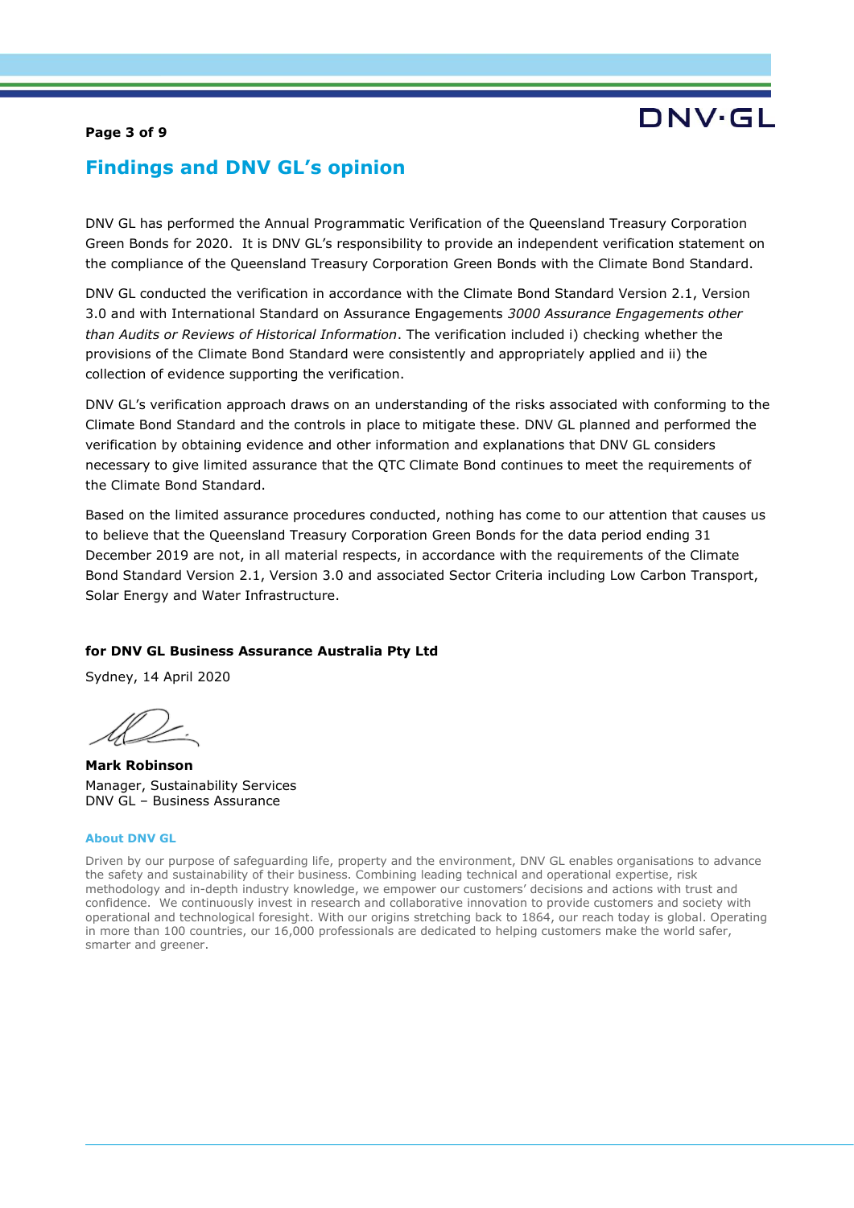## Findings and DNV GL's opinion

DNV GL has performed the Annual Programmatic Verification of the Queensland Treasury Corporation Green Bonds for 2020. It is DNV GL's responsibility to provide an independent verification statement on the compliance of the Queensland Treasury Corporation Green Bonds with the Climate Bond Standard.

DNV GL conducted the verification in accordance with the Climate Bond Standard Version 2.1, Version 3.0 and with International Standard on Assurance Engagements *3000 Assurance Engagements other than Audits or Reviews of Historical Information*. The verification included i) checking whether the provisions of the Climate Bond Standard were consistently and appropriately applied and ii) the collection of evidence supporting the verification.

DNV GL's verification approach draws on an understanding of the risks associated with conforming to the Climate Bond Standard and the controls in place to mitigate these. DNV GL planned and performed the verification by obtaining evidence and other information and explanations that DNV GL considers necessary to give limited assurance that the QTC Climate Bond continues to meet the requirements of the Climate Bond Standard.

Based on the limited assurance procedures conducted, nothing has come to our attention that causes us to believe that the Queensland Treasury Corporation Green Bonds for the data period ending 31 December 2019 are not, in all material respects, in accordance with the requirements of the Climate Bond Standard Version 2.1, Version 3.0 and associated Sector Criteria including Low Carbon Transport, Solar Energy and Water Infrastructure.

**for DNV GL Business Assurance Australia Pty Ltd**

Sydney, 14 April 2020

**Mark Robinson**
Manager, Sustainability Services
DNV GL – Business Assurance

**About DNV GL**

Driven by our purpose of safeguarding life, property and the environment, DNV GL enables organisations to advance the safety and sustainability of their business. Combining leading technical and operational expertise, risk methodology and in-depth industry knowledge, we empower our customers' decisions and actions with trust and confidence. We continuously invest in research and collaborative innovation to provide customers and society with operational and technological foresight. With our origins stretching back to 1864, our reach today is global. Operating in more than 100 countries, our 16,000 professionals are dedicated to helping customers make the world safer, smarter and greener.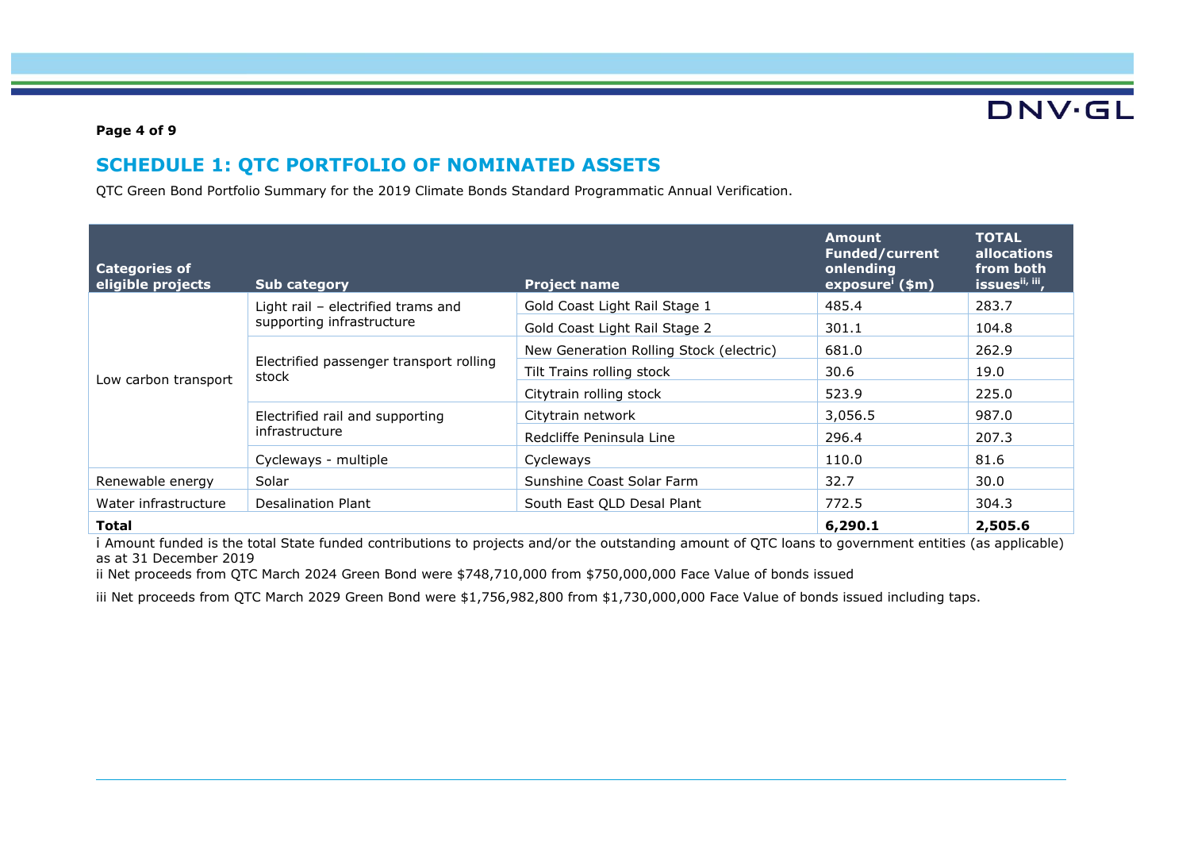## SCHEDULE 1: QTC PORTFOLIO OF NOMINATED ASSETS

QTC Green Bond Portfolio Summary for the 2019 Climate Bonds Standard Programmatic Annual Verification.

| Categories of eligible projects | Sub category | Project name | Amount Funded/current onlending exposure[i] ($m) | TOTAL allocations from both issues[ii, iii], |
|---|---|---|---|---|
| Low carbon transport | Light rail – electrified trams and supporting infrastructure | Gold Coast Light Rail Stage 1 | 485.4 | 283.7 |
| | | Gold Coast Light Rail Stage 2 | 301.1 | 104.8 |
| | Electrified passenger transport rolling stock | New Generation Rolling Stock (electric) | 681.0 | 262.9 |
| | | Tilt Trains rolling stock | 30.6 | 19.0 |
| | | Citytrain rolling stock | 523.9 | 225.0 |
| | Electrified rail and supporting infrastructure | Citytrain network | 3,056.5 | 987.0 |
| | | Redcliffe Peninsula Line | 296.4 | 207.3 |
| | Cycleways - multiple | Cycleways | 110.0 | 81.6 |
| Renewable energy | Solar | Sunshine Coast Solar Farm | 32.7 | 30.0 |
| Water infrastructure | Desalination Plant | South East QLD Desal Plant | 772.5 | 304.3 |
| **Total** | | | **6,290.1** | **2,505.6** |

i Amount funded is the total State funded contributions to projects and/or the outstanding amount of QTC loans to government entities (as applicable) as at 31 December 2019

ii Net proceeds from QTC March 2024 Green Bond were $748,710,000 from $750,000,000 Face Value of bonds issued

iii Net proceeds from QTC March 2029 Green Bond were $1,756,982,800 from $1,730,000,000 Face Value of bonds issued including taps.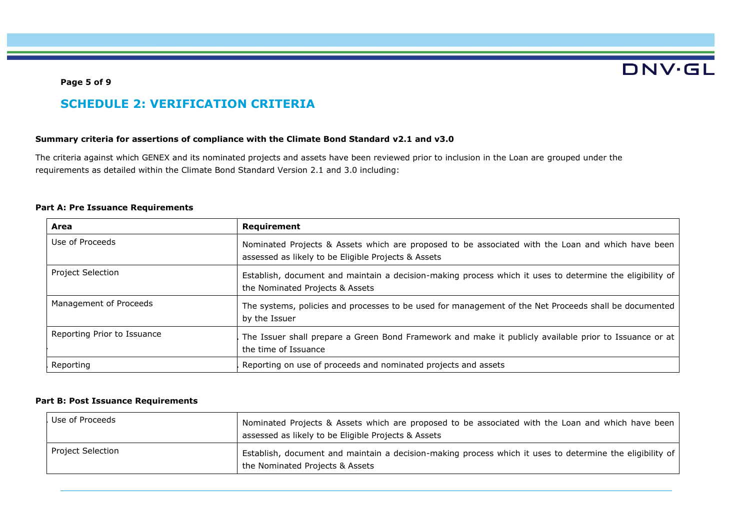## SCHEDULE 2: VERIFICATION CRITERIA

**Summary criteria for assertions of compliance with the Climate Bond Standard v2.1 and v3.0**

The criteria against which GENEX and its nominated projects and assets have been reviewed prior to inclusion in the Loan are grouped under the requirements as detailed within the Climate Bond Standard Version 2.1 and 3.0 including:

**Part A: Pre Issuance Requirements**

| Area | Requirement |
|---|---|
| Use of Proceeds | Nominated Projects & Assets which are proposed to be associated with the Loan and which have been assessed as likely to be Eligible Projects & Assets |
| Project Selection | Establish, document and maintain a decision-making process which it uses to determine the eligibility of the Nominated Projects & Assets |
| Management of Proceeds | The systems, policies and processes to be used for management of the Net Proceeds shall be documented by the Issuer |
| Reporting Prior to Issuance | The Issuer shall prepare a Green Bond Framework and make it publicly available prior to Issuance or at the time of Issuance |
| Reporting | Reporting on use of proceeds and nominated projects and assets |

**Part B: Post Issuance Requirements**

| | |
|---|---|
| Use of Proceeds | Nominated Projects & Assets which are proposed to be associated with the Loan and which have been assessed as likely to be Eligible Projects & Assets |
| Project Selection | Establish, document and maintain a decision-making process which it uses to determine the eligibility of the Nominated Projects & Assets |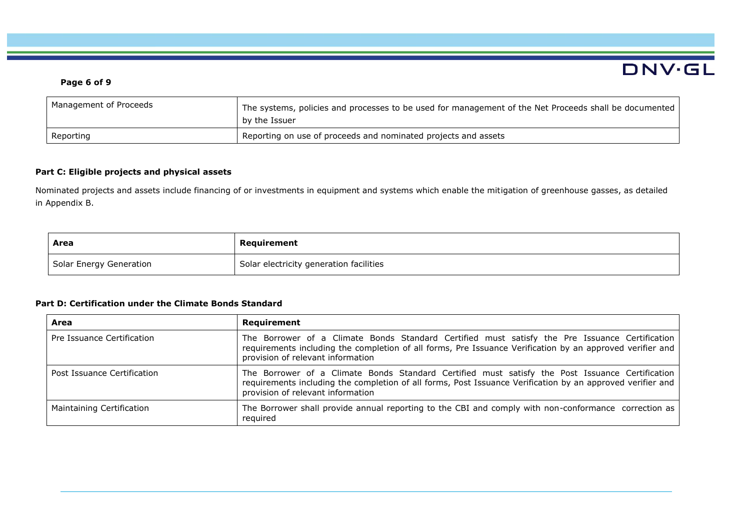| Management of Proceeds | The systems, policies and processes to be used for management of the Net Proceeds shall be documented by the Issuer |
|---|---|
| Reporting | Reporting on use of proceeds and nominated projects and assets |

**Part C: Eligible projects and physical assets**

Nominated projects and assets include financing of or investments in equipment and systems which enable the mitigation of greenhouse gasses, as detailed in Appendix B.

| Area | Requirement |
|---|---|
| Solar Energy Generation | Solar electricity generation facilities |

**Part D: Certification under the Climate Bonds Standard**

| Area | Requirement |
|---|---|
| Pre Issuance Certification | The Borrower of a Climate Bonds Standard Certified must satisfy the Pre Issuance Certification requirements including the completion of all forms, Pre Issuance Verification by an approved verifier and provision of relevant information |
| Post Issuance Certification | The Borrower of a Climate Bonds Standard Certified must satisfy the Post Issuance Certification requirements including the completion of all forms, Post Issuance Verification by an approved verifier and provision of relevant information |
| Maintaining Certification | The Borrower shall provide annual reporting to the CBI and comply with non-conformance correction as required |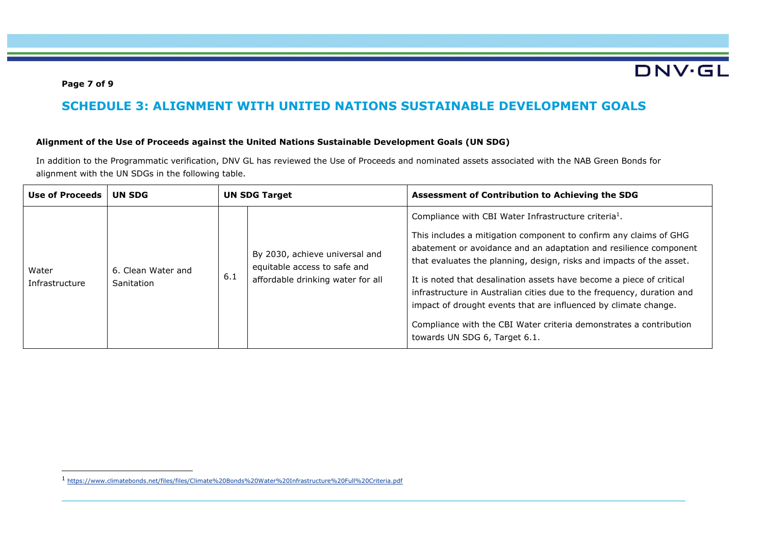## SCHEDULE 3: ALIGNMENT WITH UNITED NATIONS SUSTAINABLE DEVELOPMENT GOALS

**Alignment of the Use of Proceeds against the United Nations Sustainable Development Goals (UN SDG)**

In addition to the Programmatic verification, DNV GL has reviewed the Use of Proceeds and nominated assets associated with the NAB Green Bonds for alignment with the UN SDGs in the following table.

| Use of Proceeds | UN SDG | UN SDG Target | | Assessment of Contribution to Achieving the SDG |
|---|---|---|---|---|
| Water Infrastructure | 6. Clean Water and Sanitation | 6.1 | By 2030, achieve universal and equitable access to safe and affordable drinking water for all | Compliance with CBI Water Infrastructure criteria[1].<br><br>This includes a mitigation component to confirm any claims of GHG abatement or avoidance and an adaptation and resilience component that evaluates the planning, design, risks and impacts of the asset.<br><br>It is noted that desalination assets have become a piece of critical infrastructure in Australian cities due to the frequency, duration and impact of drought events that are influenced by climate change.<br><br>Compliance with the CBI Water criteria demonstrates a contribution towards UN SDG 6, Target 6.1. |

[1] https://www.climatebonds.net/files/files/Climate%20Bonds%20Water%20Infrastructure%20Full%20Criteria.pdf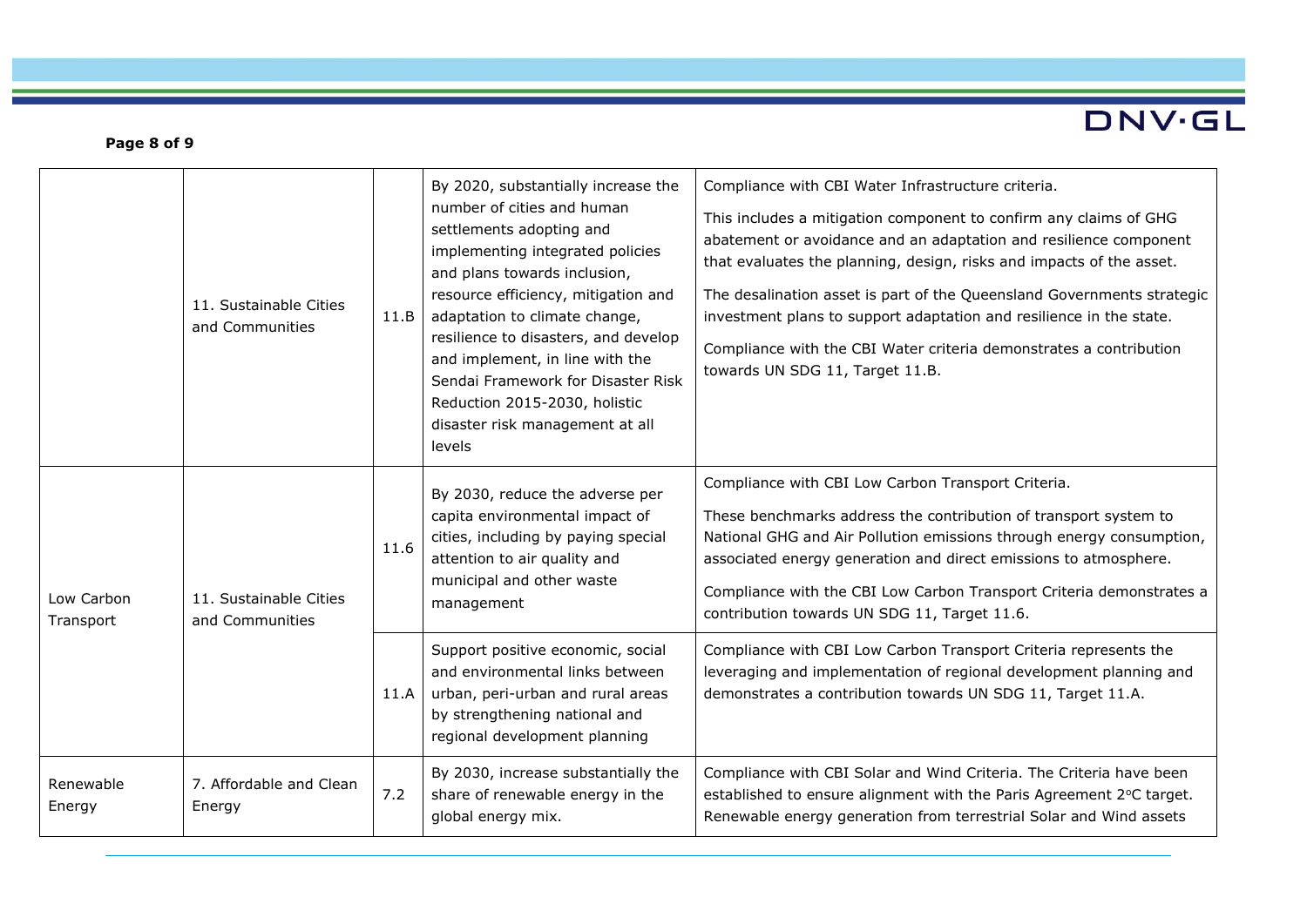|  |  |  |  |  |
|---|---|---|---|---|
|  | 11. Sustainable Cities and Communities | 11.B | By 2020, substantially increase the number of cities and human settlements adopting and implementing integrated policies and plans towards inclusion, resource efficiency, mitigation and adaptation to climate change, resilience to disasters, and develop and implement, in line with the Sendai Framework for Disaster Risk Reduction 2015-2030, holistic disaster risk management at all levels | Compliance with CBI Water Infrastructure criteria.<br><br>This includes a mitigation component to confirm any claims of GHG abatement or avoidance and an adaptation and resilience component that evaluates the planning, design, risks and impacts of the asset.<br><br>The desalination asset is part of the Queensland Governments strategic investment plans to support adaptation and resilience in the state.<br><br>Compliance with the CBI Water criteria demonstrates a contribution towards UN SDG 11, Target 11.B. |
| Low Carbon Transport | 11. Sustainable Cities and Communities | 11.6 | By 2030, reduce the adverse per capita environmental impact of cities, including by paying special attention to air quality and municipal and other waste management | Compliance with CBI Low Carbon Transport Criteria.<br><br>These benchmarks address the contribution of transport system to National GHG and Air Pollution emissions through energy consumption, associated energy generation and direct emissions to atmosphere.<br><br>Compliance with the CBI Low Carbon Transport Criteria demonstrates a contribution towards UN SDG 11, Target 11.6. |
|  |  | 11.A | Support positive economic, social and environmental links between urban, peri-urban and rural areas by strengthening national and regional development planning | Compliance with CBI Low Carbon Transport Criteria represents the leveraging and implementation of regional development planning and demonstrates a contribution towards UN SDG 11, Target 11.A. |
| Renewable Energy | 7. Affordable and Clean Energy | 7.2 | By 2030, increase substantially the share of renewable energy in the global energy mix. | Compliance with CBI Solar and Wind Criteria. The Criteria have been established to ensure alignment with the Paris Agreement 2°C target. Renewable energy generation from terrestrial Solar and Wind assets |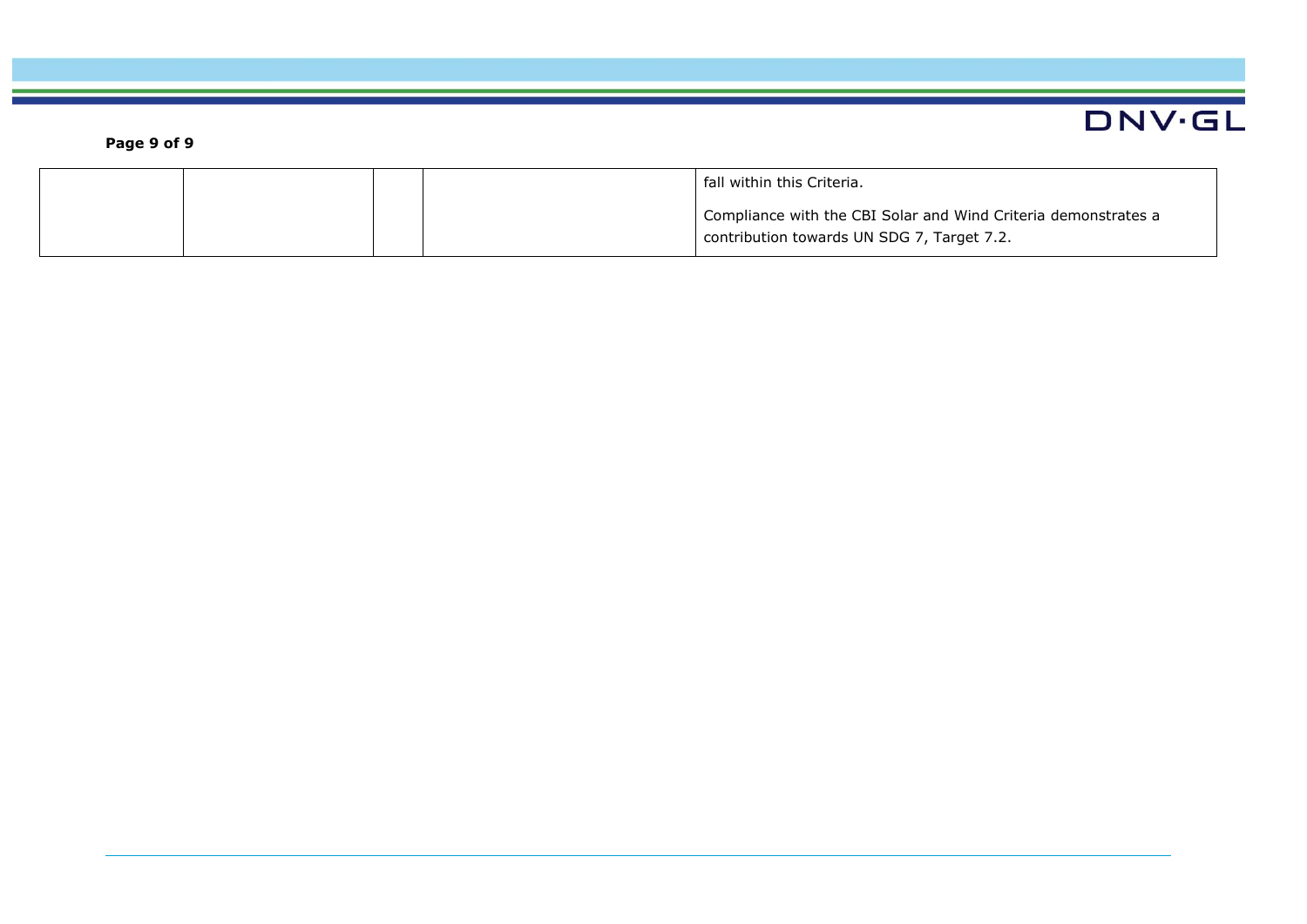| | | | | |
|---|---|---|---|---|
| | | | | fall within this Criteria.<br><br>Compliance with the CBI Solar and Wind Criteria demonstrates a contribution towards UN SDG 7, Target 7.2. |